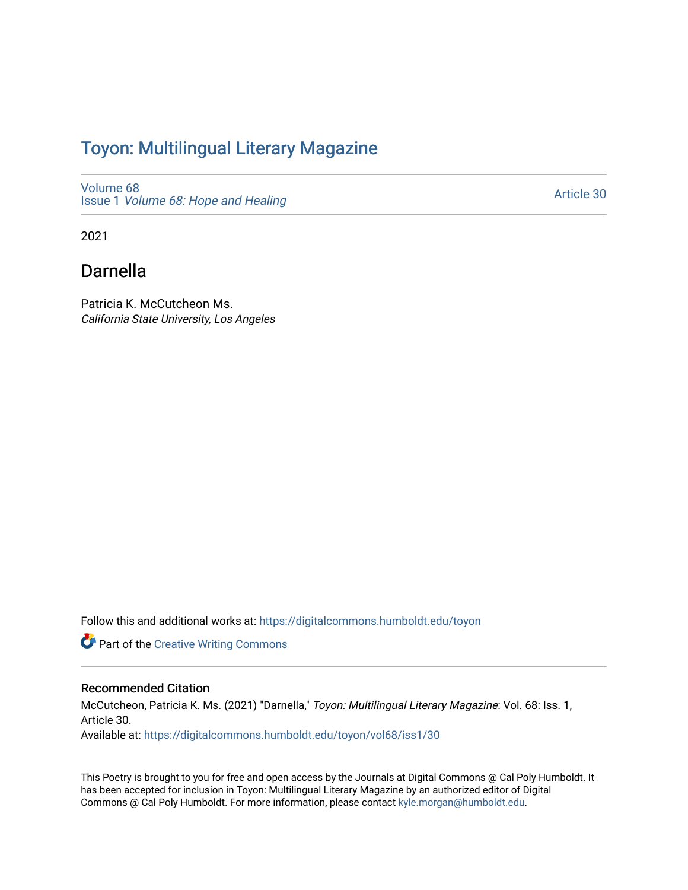# Toyon: Multilingual Literary Magazine

Volume 68
Issue 1 *Volume 68: Hope and Healing*

Article 30

2021

## Darnella

Patricia K. McCutcheon Ms.
*California State University, Los Angeles*

Follow this and additional works at: https://digitalcommons.humboldt.edu/toyon

Part of the Creative Writing Commons

### Recommended Citation

McCutcheon, Patricia K. Ms. (2021) "Darnella," *Toyon: Multilingual Literary Magazine*: Vol. 68: Iss. 1, Article 30.
Available at: https://digitalcommons.humboldt.edu/toyon/vol68/iss1/30

This Poetry is brought to you for free and open access by the Journals at Digital Commons @ Cal Poly Humboldt. It has been accepted for inclusion in Toyon: Multilingual Literary Magazine by an authorized editor of Digital Commons @ Cal Poly Humboldt. For more information, please contact kyle.morgan@humboldt.edu.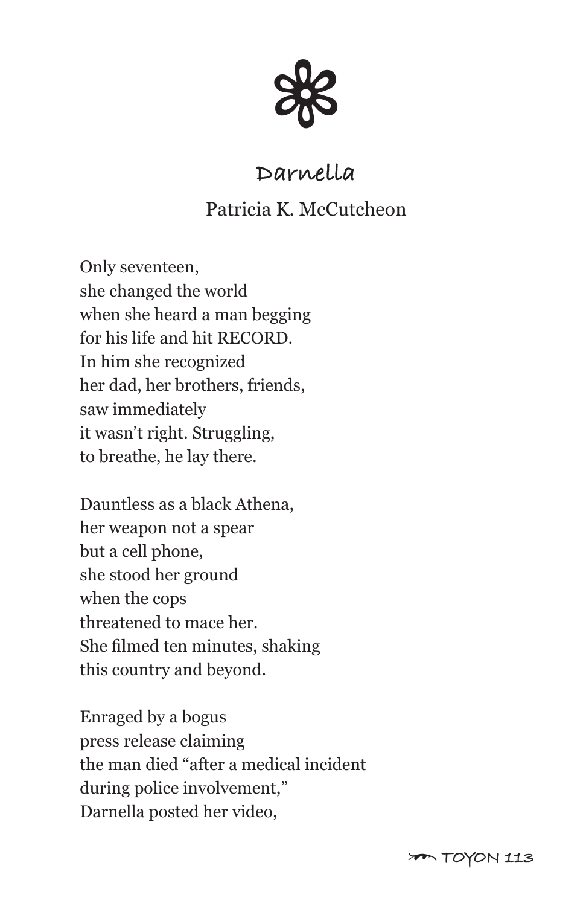# Darnella

Patricia K. McCutcheon

Only seventeen,  
she changed the world  
when she heard a man begging  
for his life and hit RECORD.  
In him she recognized  
her dad, her brothers, friends,  
saw immediately  
it wasn't right. Struggling,  
to breathe, he lay there.

Dauntless as a black Athena,  
her weapon not a spear  
but a cell phone,  
she stood her ground  
when the cops  
threatened to mace her.  
She filmed ten minutes, shaking  
this country and beyond.

Enraged by a bogus  
press release claiming  
the man died "after a medical incident  
during police involvement,"  
Darnella posted her video,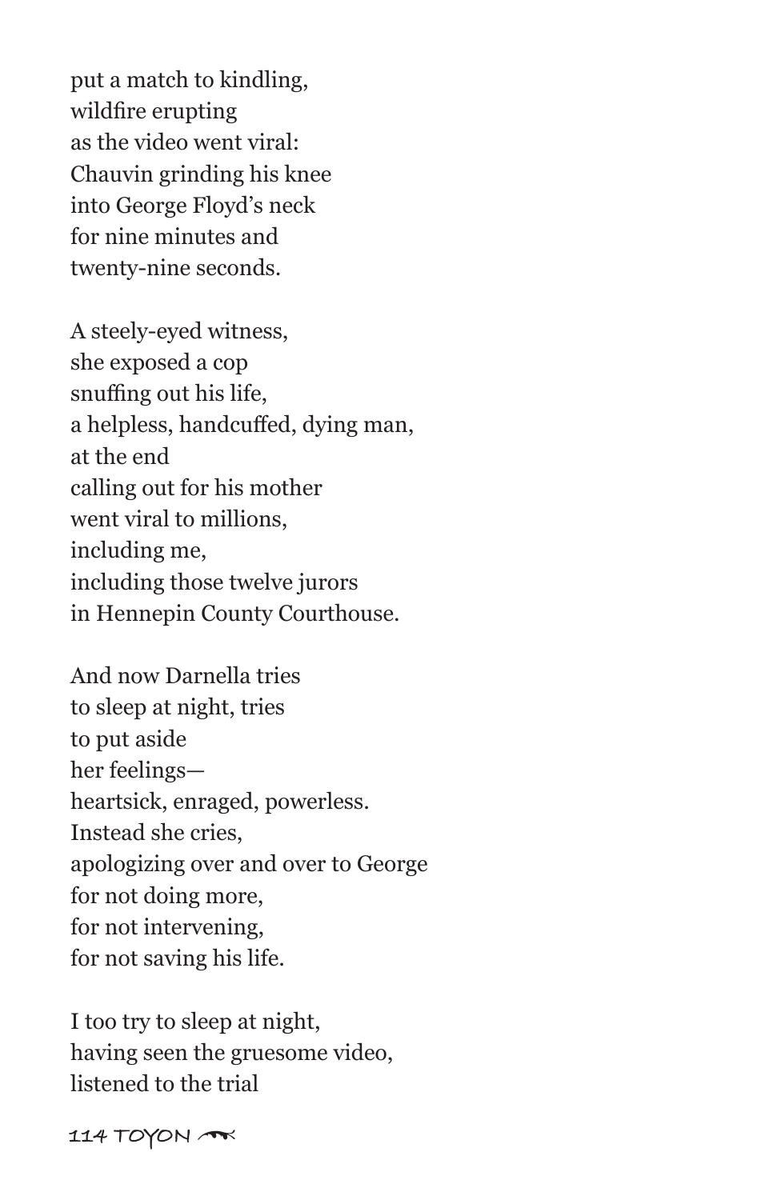put a match to kindling,
wildfire erupting
as the video went viral:
Chauvin grinding his knee
into George Floyd's neck
for nine minutes and
twenty-nine seconds.

A steely-eyed witness,
she exposed a cop
snuffing out his life,
a helpless, handcuffed, dying man,
at the end
calling out for his mother
went viral to millions,
including me,
including those twelve jurors
in Hennepin County Courthouse.

And now Darnella tries
to sleep at night, tries
to put aside
her feelings—
heartsick, enraged, powerless.
Instead she cries,
apologizing over and over to George
for not doing more,
for not intervening,
for not saving his life.

I too try to sleep at night,
having seen the gruesome video,
listened to the trial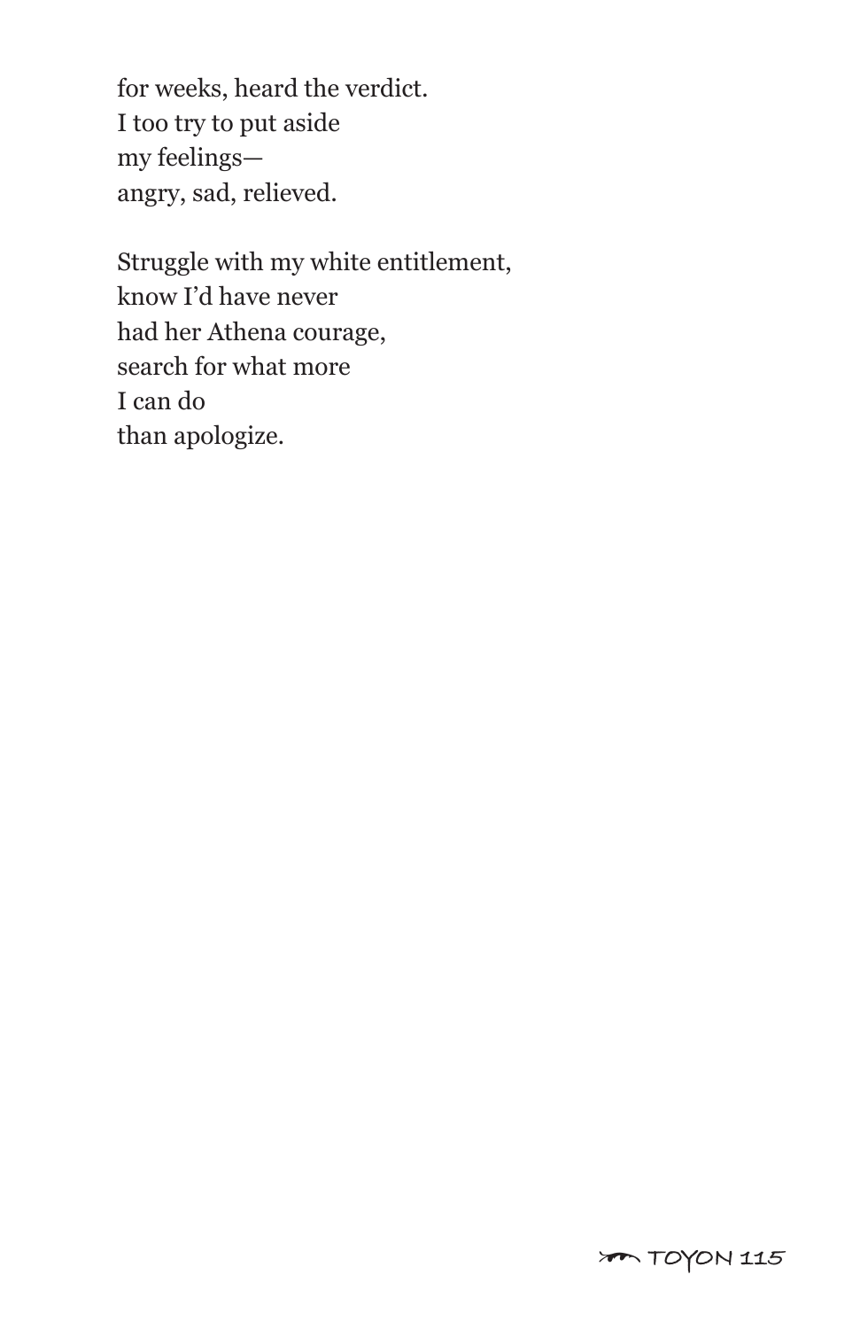for weeks, heard the verdict.  
I too try to put aside  
my feelings—  
angry, sad, relieved.

Struggle with my white entitlement,  
know I'd have never  
had her Athena courage,  
search for what more  
I can do  
than apologize.